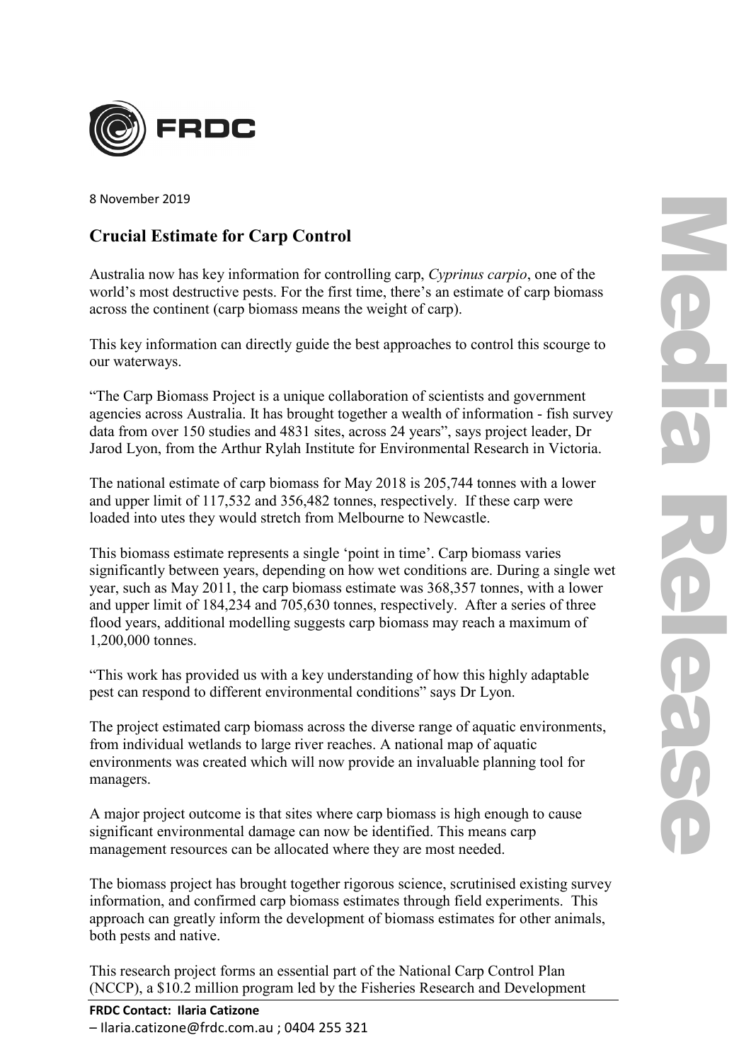8 November 2019

## Crucial Estimate for Carp Control

Australia now has key information for controlling carp, *Cyprinus carpio*, one of the world's most destructive pests. For the first time, there's an estimate of carp biomass across the continent (carp biomass means the weight of carp).

This key information can directly guide the best approaches to control this scourge to our waterways.

"The Carp Biomass Project is a unique collaboration of scientists and government agencies across Australia. It has brought together a wealth of information - fish survey data from over 150 studies and 4831 sites, across 24 years", says project leader, Dr Jarod Lyon, from the Arthur Rylah Institute for Environmental Research in Victoria.

The national estimate of carp biomass for May 2018 is 205,744 tonnes with a lower and upper limit of 117,532 and 356,482 tonnes, respectively. If these carp were loaded into utes they would stretch from Melbourne to Newcastle.

This biomass estimate represents a single 'point in time'. Carp biomass varies significantly between years, depending on how wet conditions are. During a single wet year, such as May 2011, the carp biomass estimate was 368,357 tonnes, with a lower and upper limit of 184,234 and 705,630 tonnes, respectively. After a series of three flood years, additional modelling suggests carp biomass may reach a maximum of 1,200,000 tonnes.

"This work has provided us with a key understanding of how this highly adaptable pest can respond to different environmental conditions" says Dr Lyon.

The project estimated carp biomass across the diverse range of aquatic environments, from individual wetlands to large river reaches. A national map of aquatic environments was created which will now provide an invaluable planning tool for managers.

A major project outcome is that sites where carp biomass is high enough to cause significant environmental damage can now be identified. This means carp management resources can be allocated where they are most needed.

The biomass project has brought together rigorous science, scrutinised existing survey information, and confirmed carp biomass estimates through field experiments. This approach can greatly inform the development of biomass estimates for other animals, both pests and native.

This research project forms an essential part of the National Carp Control Plan (NCCP), a $10.2 million program led by the Fisheries Research and Development

**FRDC Contact: Ilaria Catizone**
– Ilaria.catizone@frdc.com.au ; 0404 255 321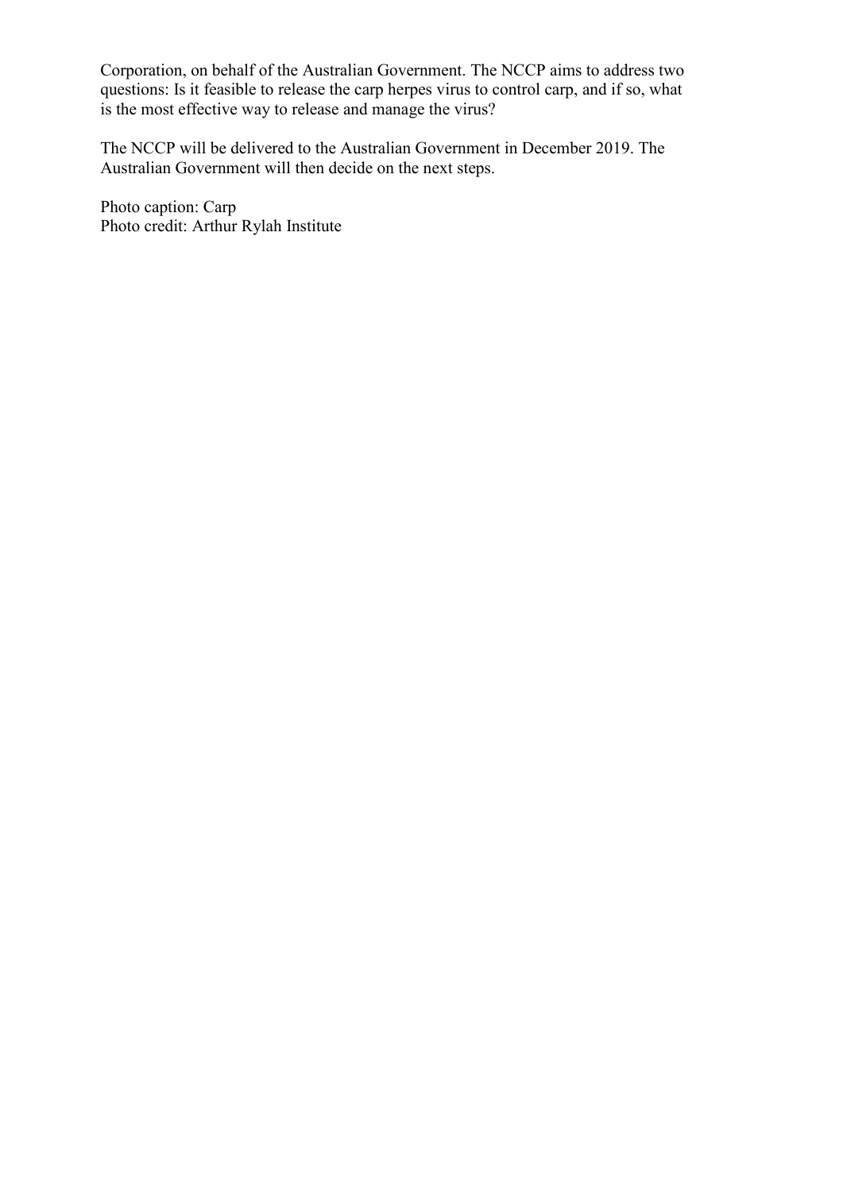Corporation, on behalf of the Australian Government. The NCCP aims to address two questions: Is it feasible to release the carp herpes virus to control carp, and if so, what is the most effective way to release and manage the virus?

The NCCP will be delivered to the Australian Government in December 2019. The Australian Government will then decide on the next steps.

Photo caption: Carp
Photo credit: Arthur Rylah Institute